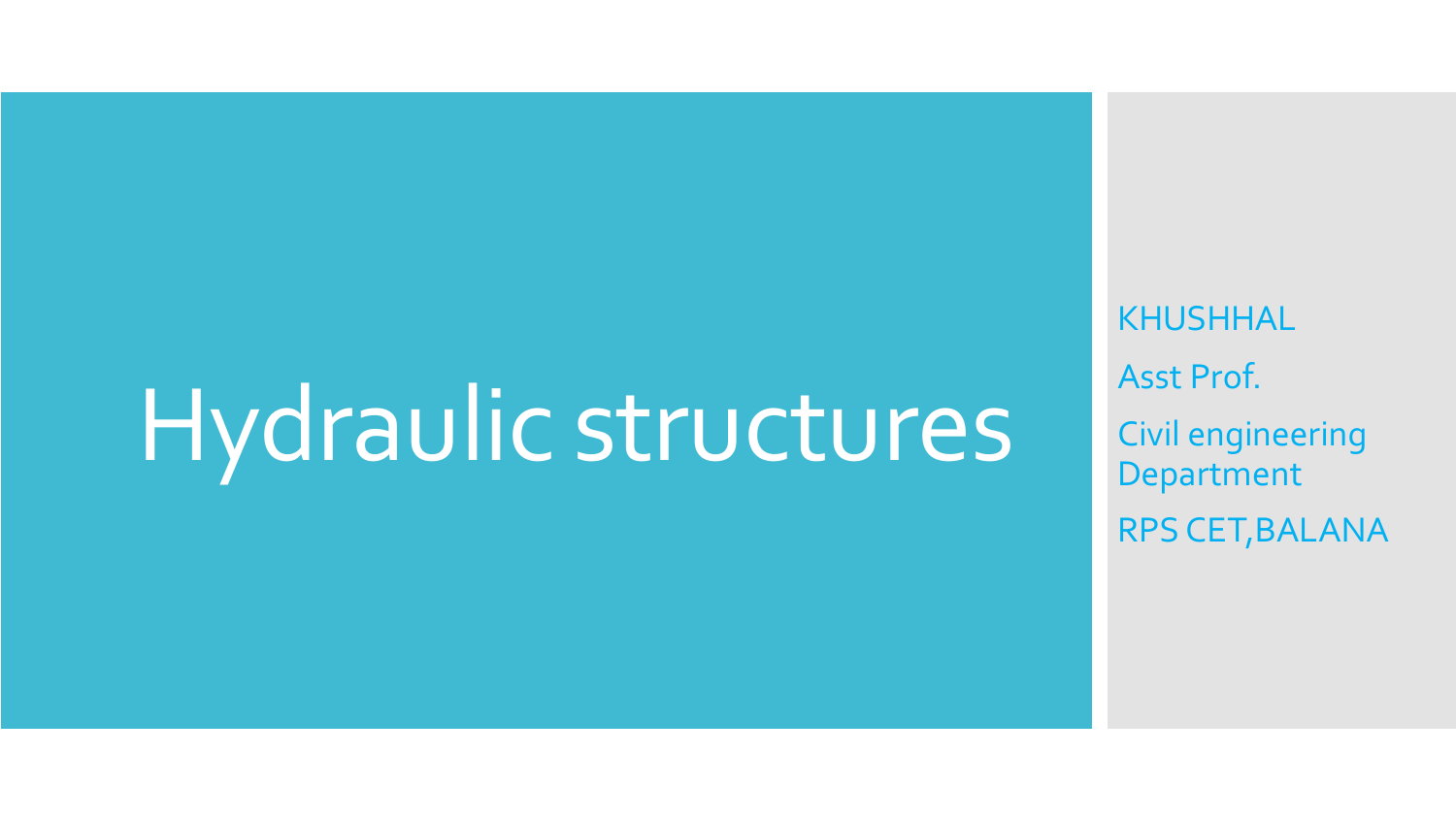# Hydraulic structures

KHUSHHAL

Asst Prof.

Civil engineering Department

RPS CET,BALANA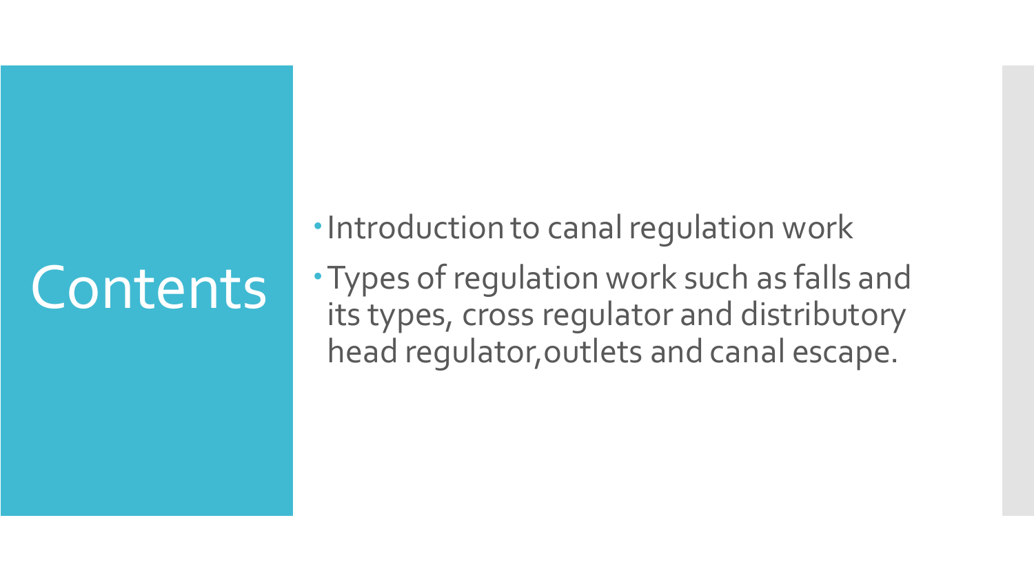# Contents

- Introduction to canal regulation work
- Types of regulation work such as falls and its types, cross regulator and distributory head regulator,outlets and canal escape.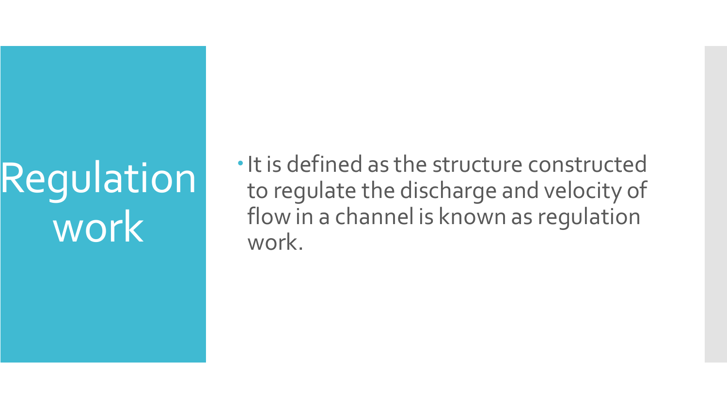# Regulation work

- It is defined as the structure constructed to regulate the discharge and velocity of flow in a channel is known as regulation work.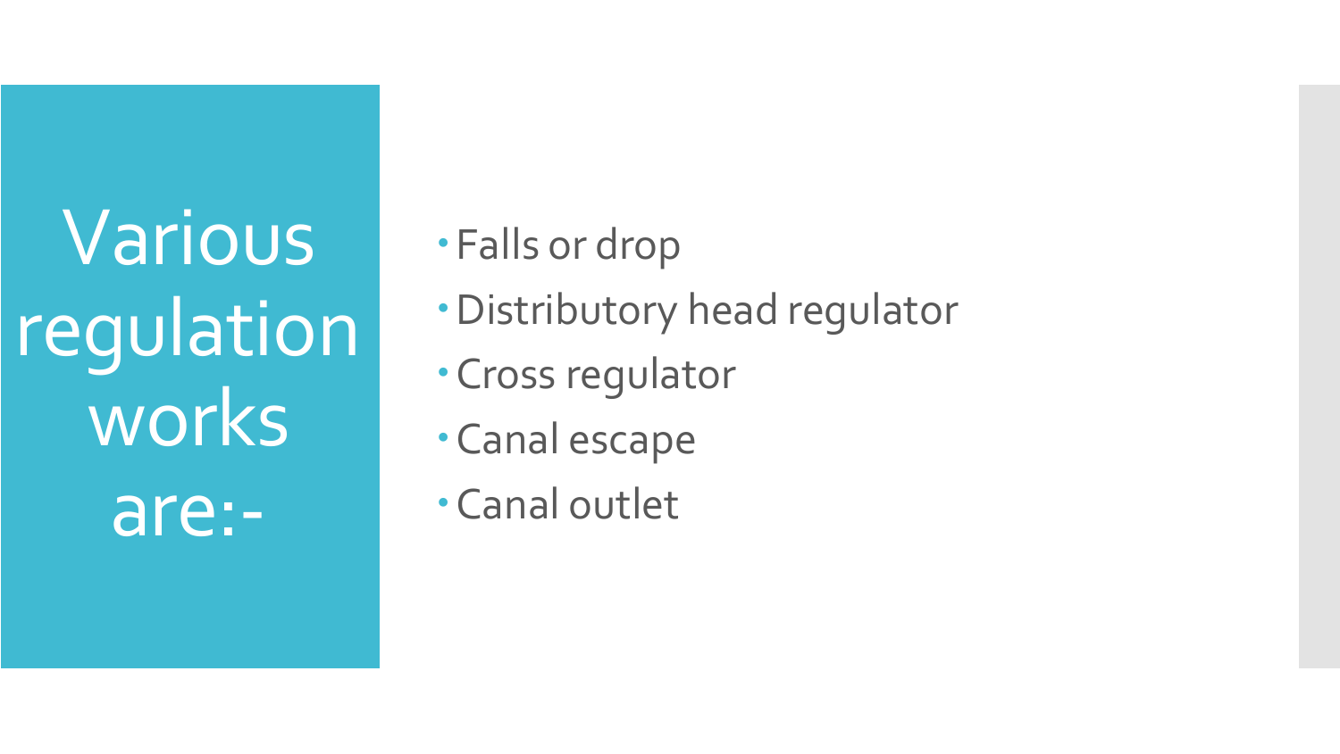# Various regulation works are:-

- Falls or drop
- Distributory head regulator
- Cross regulator
- Canal escape
- Canal outlet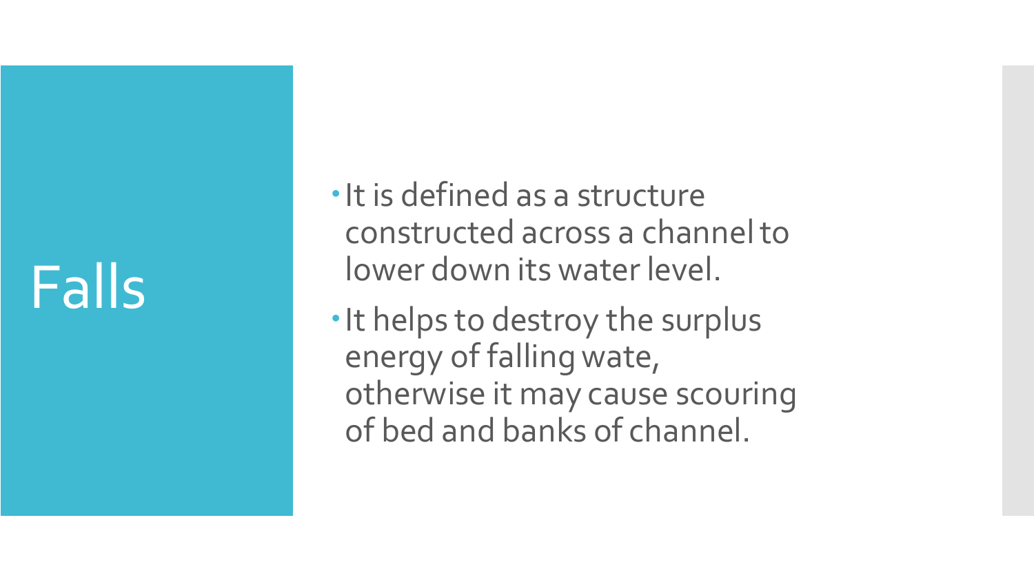# Falls

- It is defined as a structure constructed across a channel to lower down its water level.
- It helps to destroy the surplus energy of falling wate, otherwise it may cause scouring of bed and banks of channel.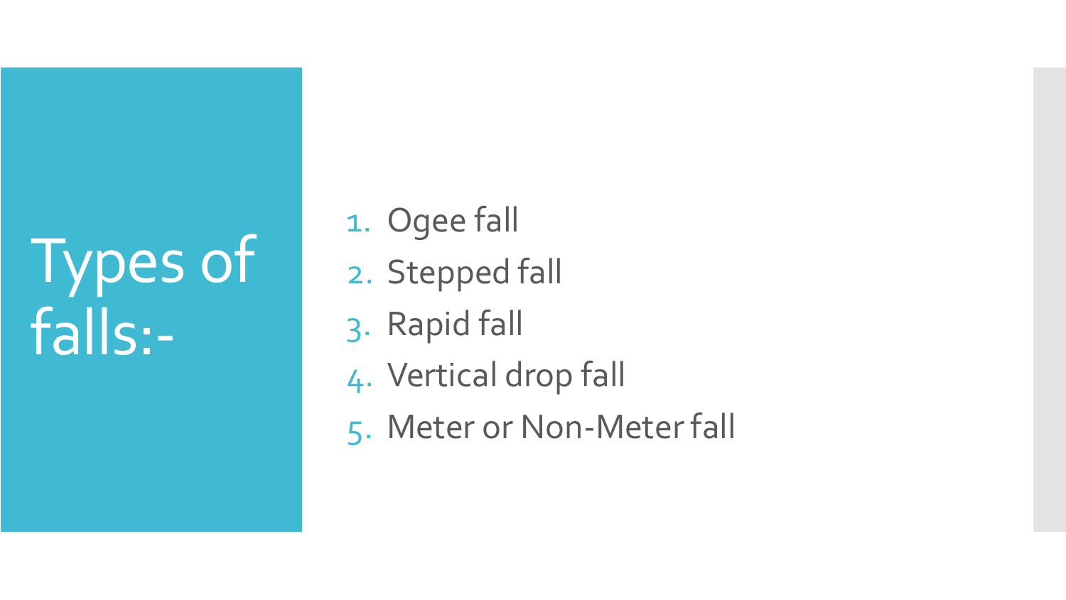# Types of falls:-

1. Ogee fall
2. Stepped fall
3. Rapid fall
4. Vertical drop fall
5. Meter or Non-Meter fall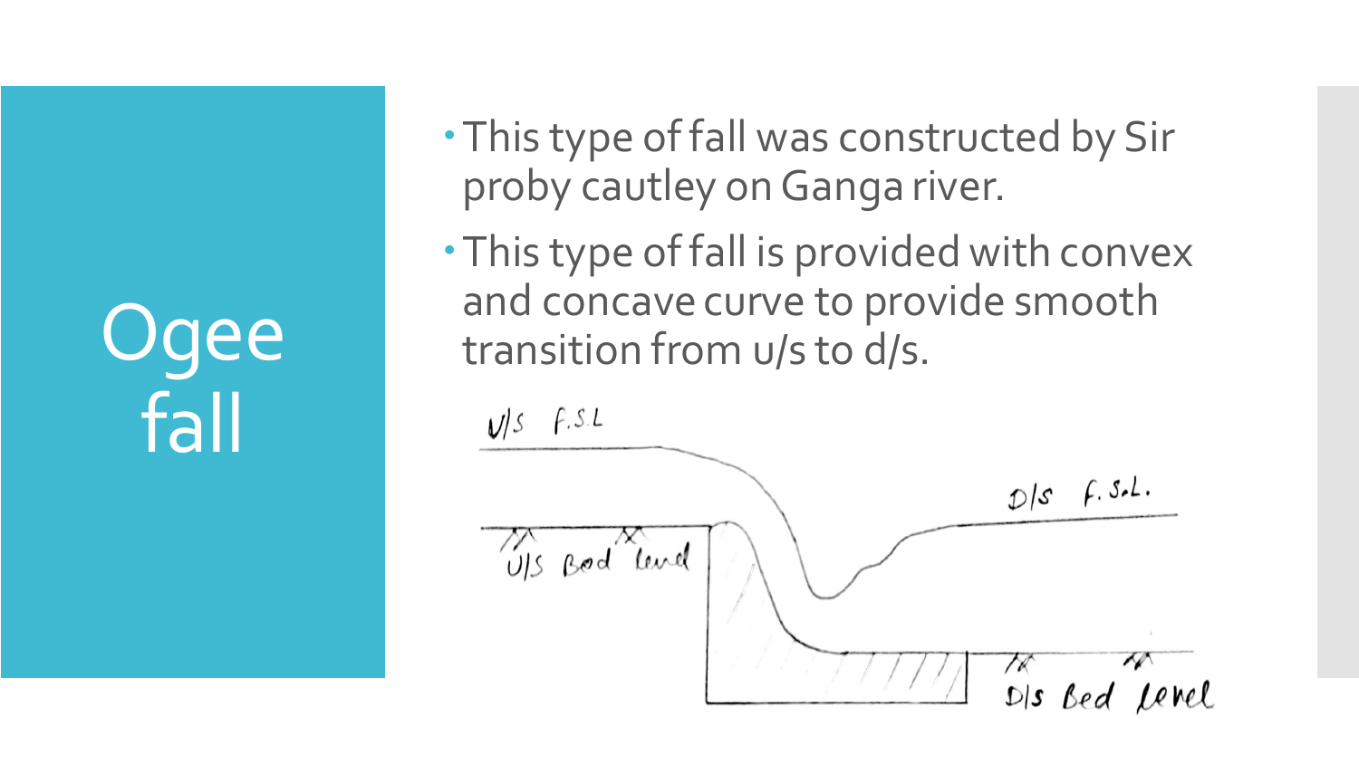# Ogee fall

- This type of fall was constructed by Sir proby cautley on Ganga river.
- This type of fall is provided with convex and concave curve to provide smooth transition from u/s to d/s.

U/S F.S.L

D/S F.S.L.

U/S Bed Level

D/S Bed Level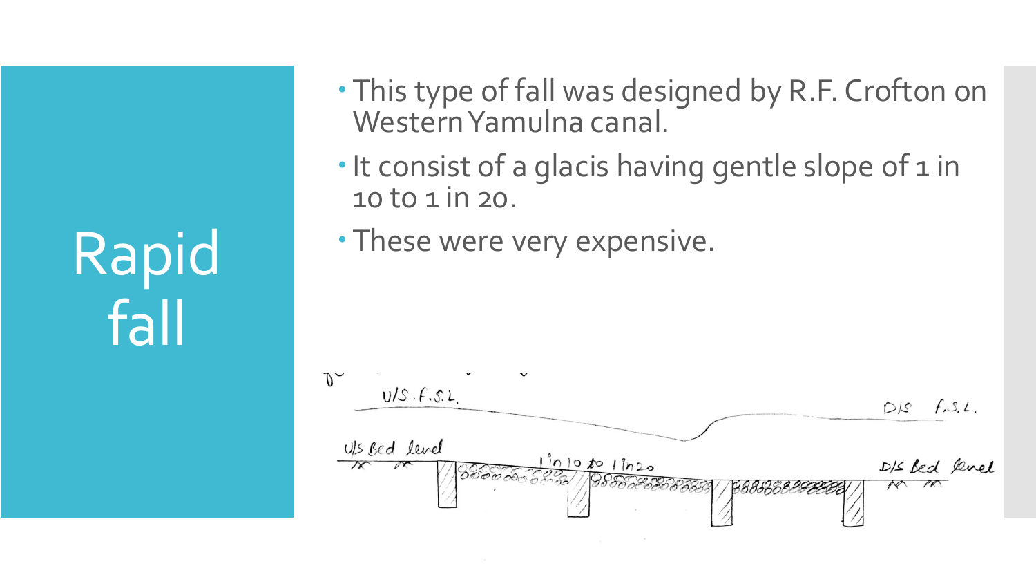# Rapid fall

- This type of fall was designed by R.F. Crofton on Western Yamulna canal.
- It consist of a glacis having gentle slope of 1 in 10 to 1 in 20.
- These were very expensive.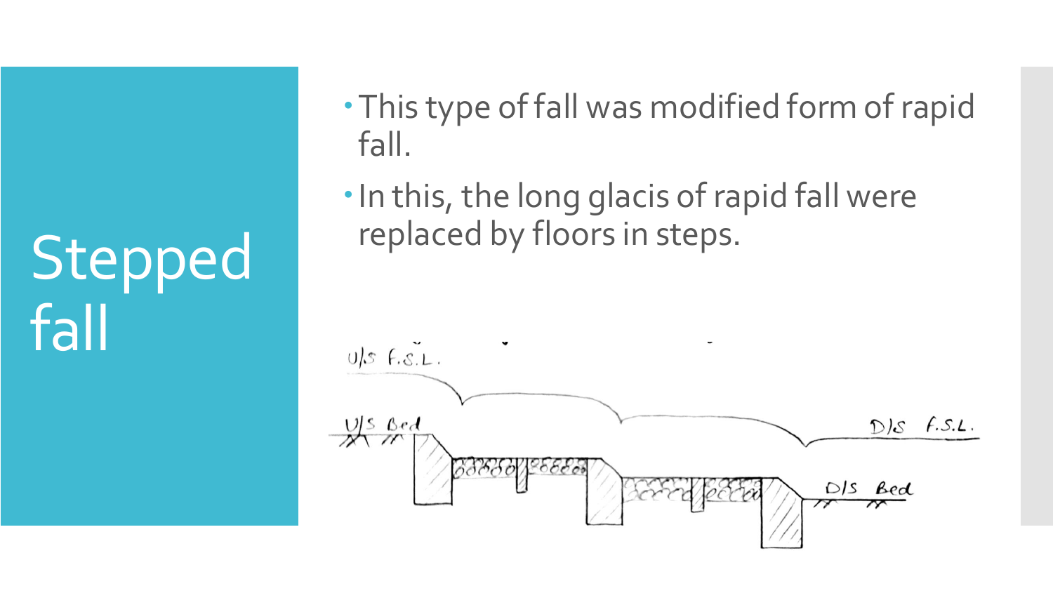# Stepped fall

- This type of fall was modified form of rapid fall.
- In this, the long glacis of rapid fall were replaced by floors in steps.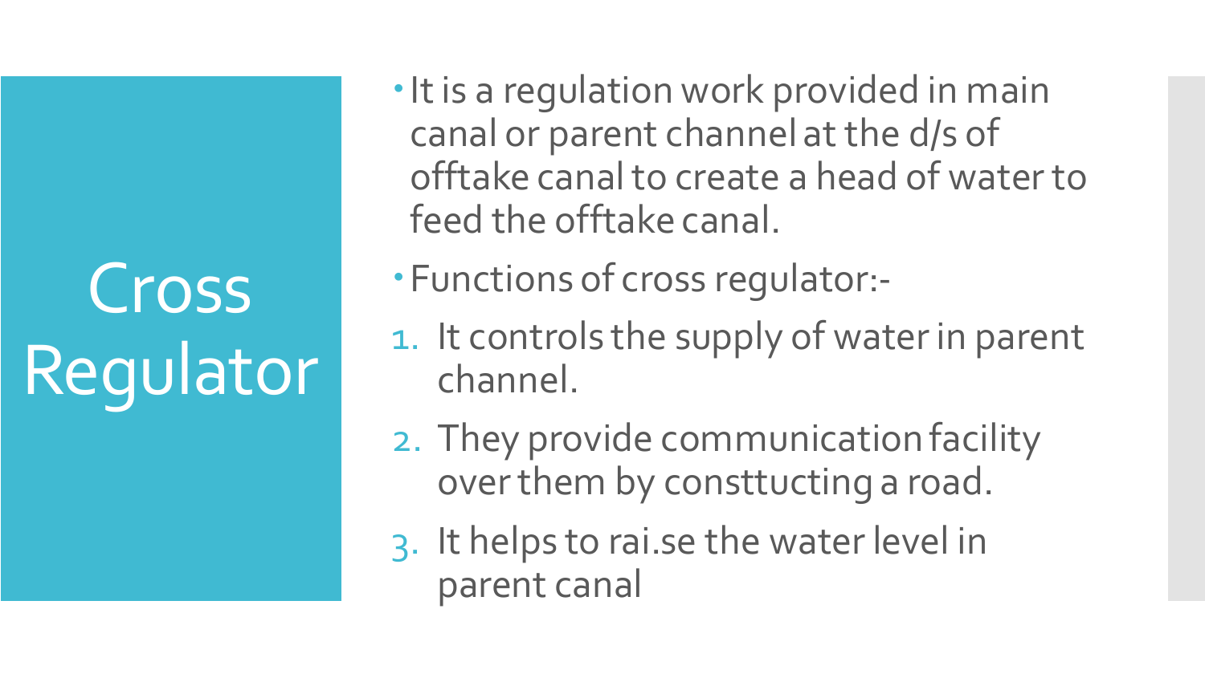# Cross Regulator

- It is a regulation work provided in main canal or parent channel at the d/s of offtake canal to create a head of water to feed the offtake canal.
- Functions of cross regulator:-

1. It controls the supply of water in parent channel.
2. They provide communication facility over them by consttucting a road.
3. It helps to rai.se the water level in parent canal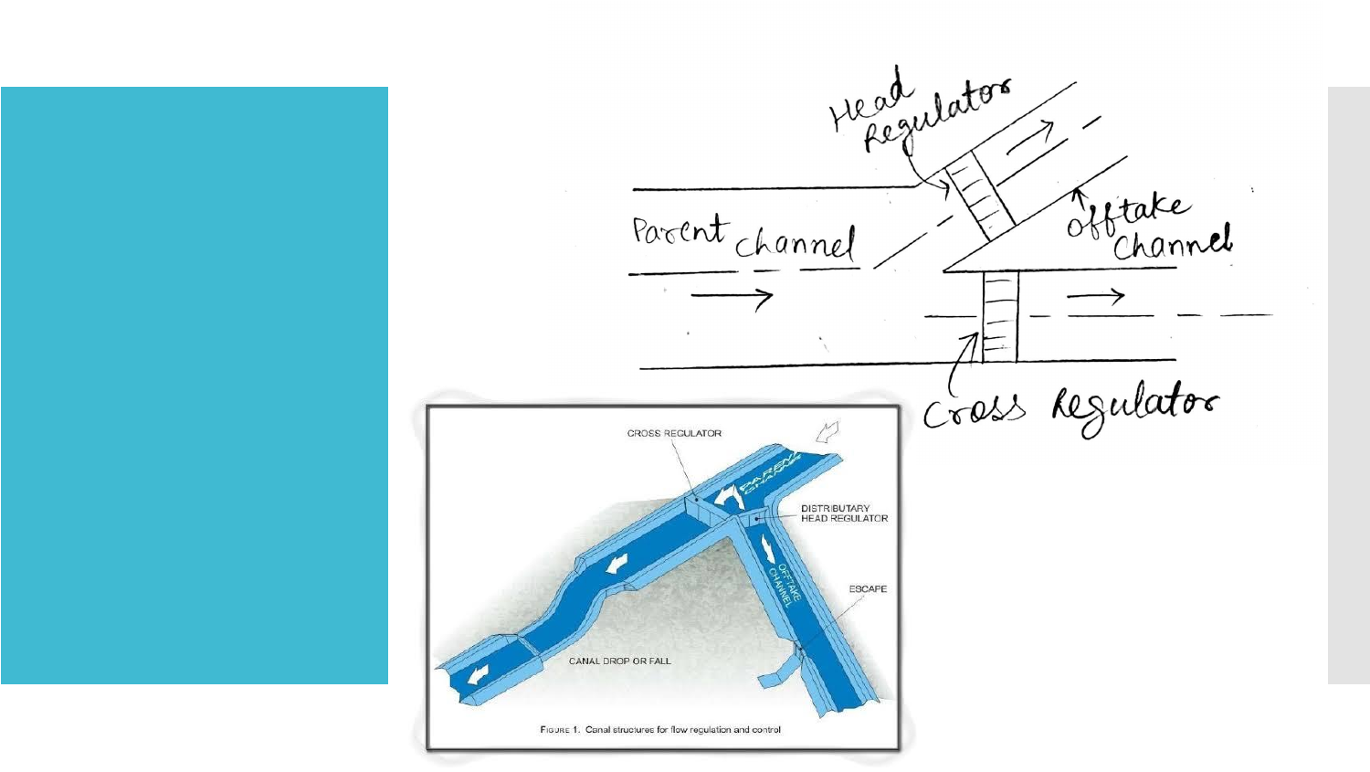Head Regulator

Parent channel

Offtake channel

Cross Regulator

CROSS REGULATOR

PARENT CHANNEL

DISTRIBUTARY HEAD REGULATOR

OFFTAKE CHANNEL

ESCAPE

CANAL DROP OR FALL

FIGURE 1. Canal structures for flow regulation and control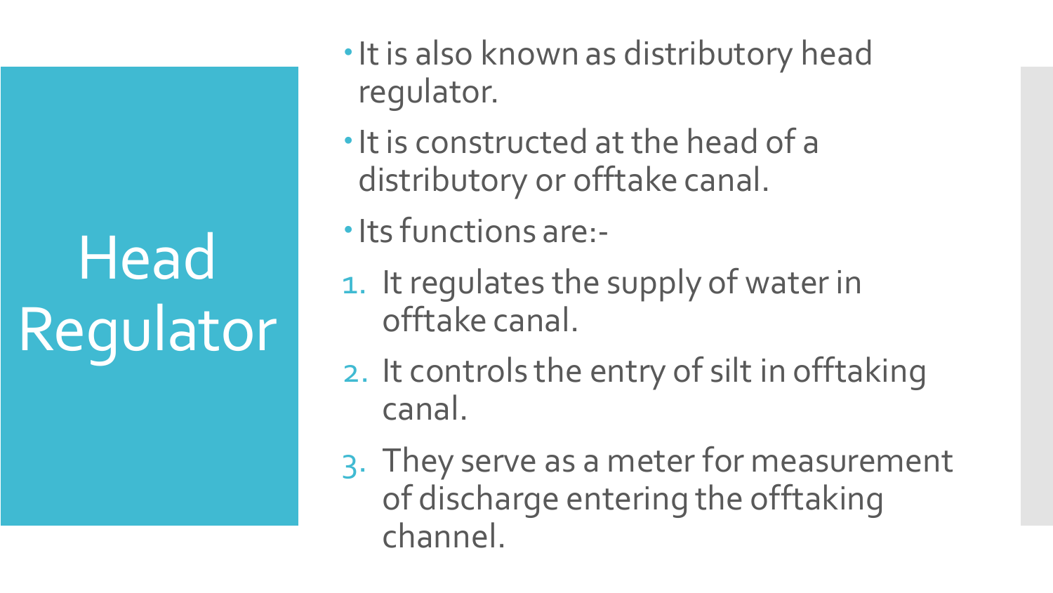# Head Regulator

- It is also known as distributory head regulator.
- It is constructed at the head of a distributory or offtake canal.
- Its functions are:-

1. It regulates the supply of water in offtake canal.
2. It controls the entry of silt in offtaking canal.
3. They serve as a meter for measurement of discharge entering the offtaking channel.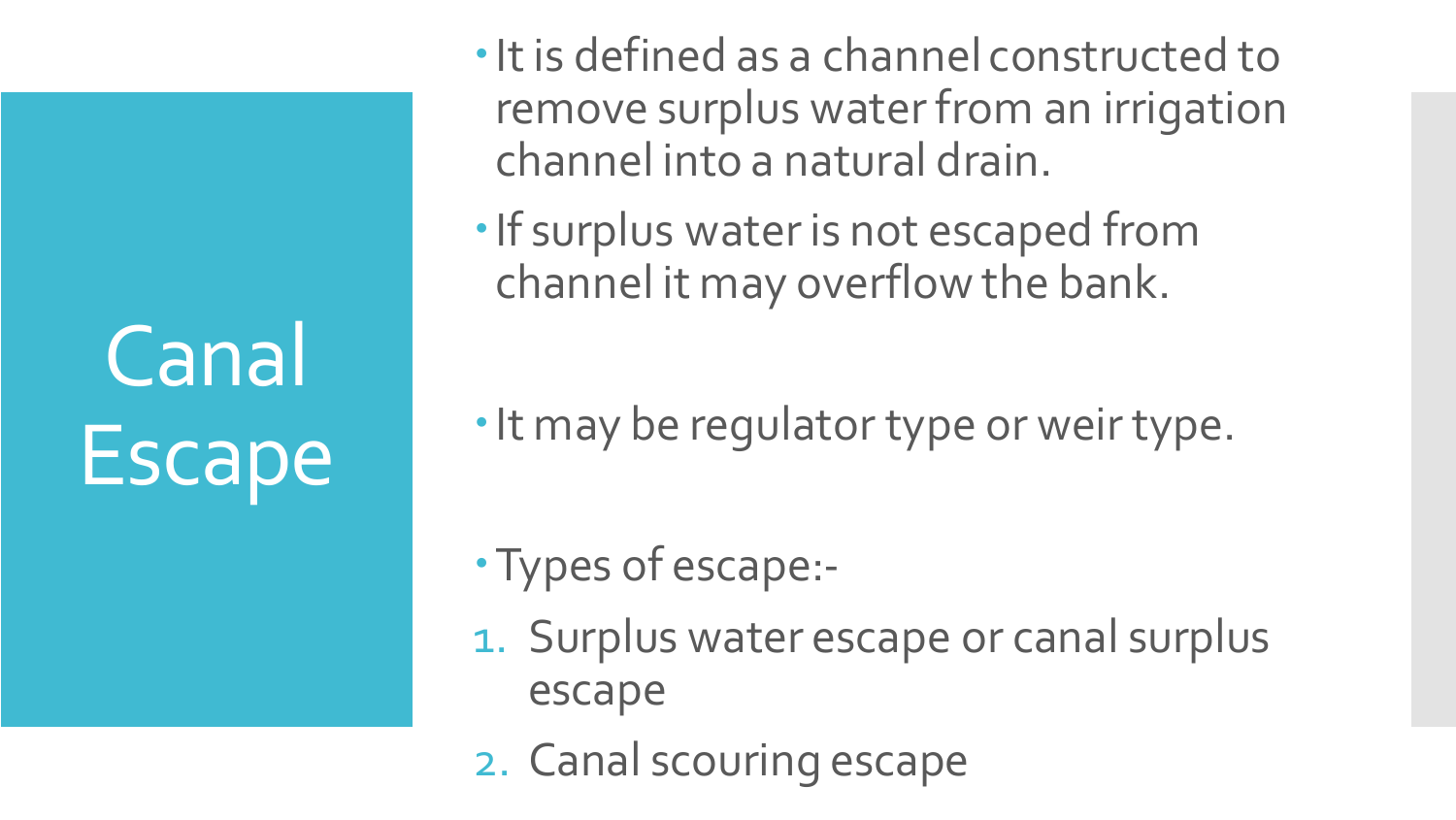# Canal Escape

- It is defined as a channel constructed to remove surplus water from an irrigation channel into a natural drain.
- If surplus water is not escaped from channel it may overflow the bank.
- It may be regulator type or weir type.
- Types of escape:-

1. Surplus water escape or canal surplus escape
2. Canal scouring escape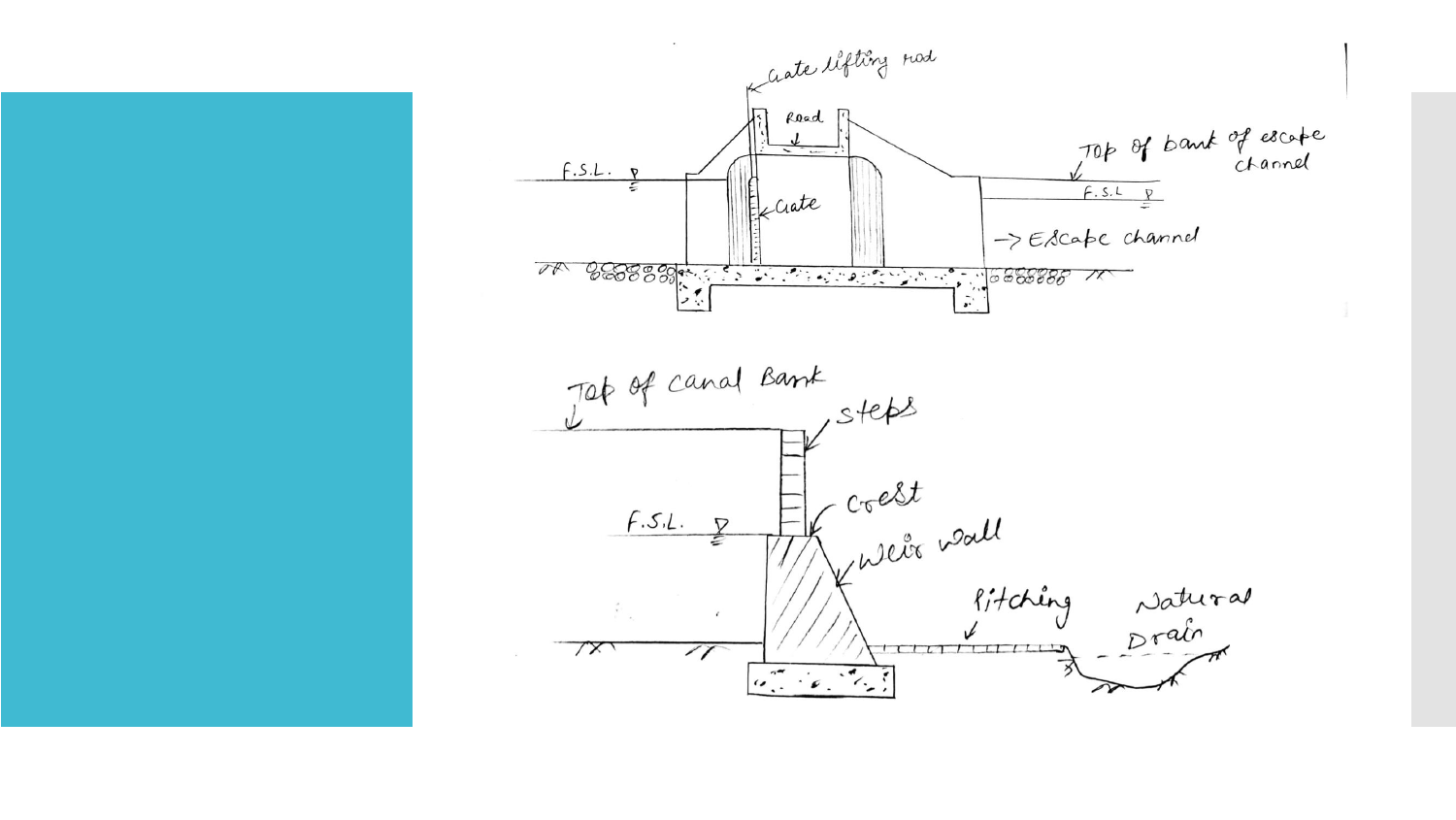Gate lifting rod

Road

F.S.L.

Gate

Top of bank of escape channel

F.S.L

→ Escape channel

Top of canal Bank

steps

Crest

Weir wall

F.S.L.

Pitching

Natural Drain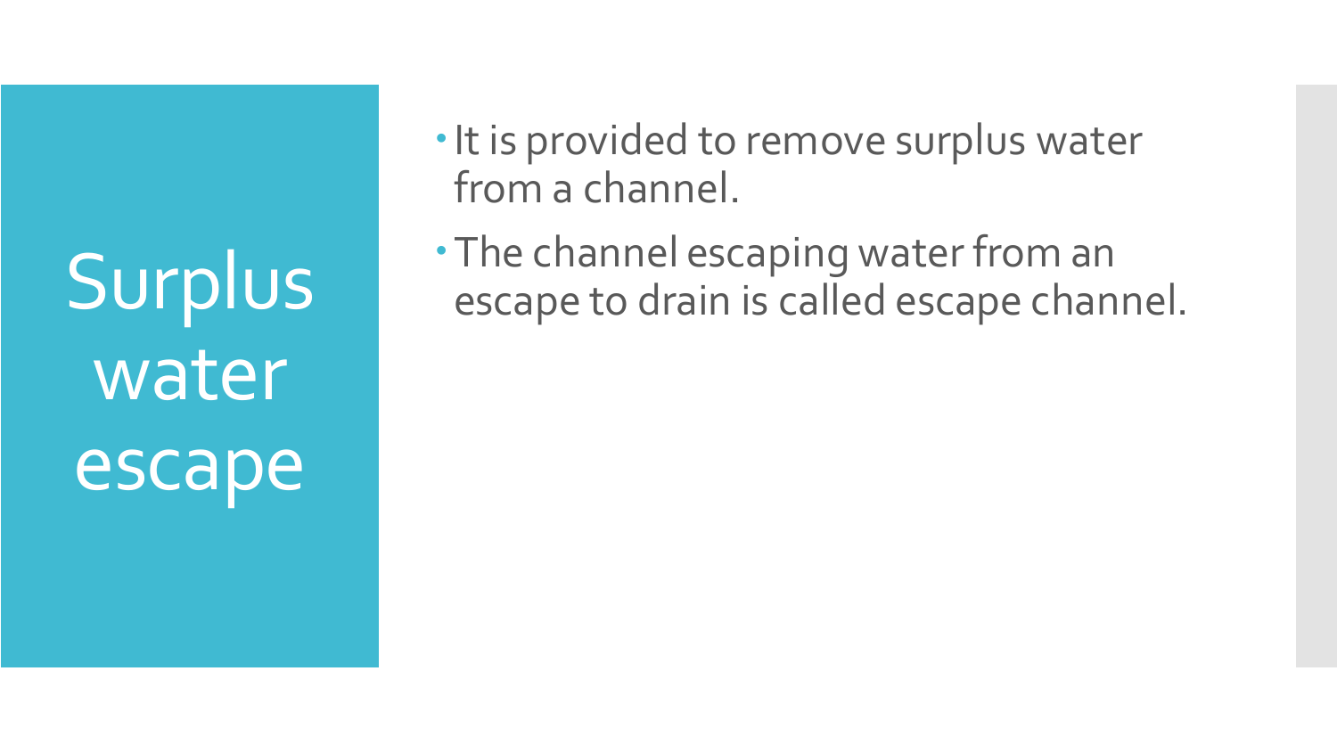# Surplus water escape

- It is provided to remove surplus water from a channel.
- The channel escaping water from an escape to drain is called escape channel.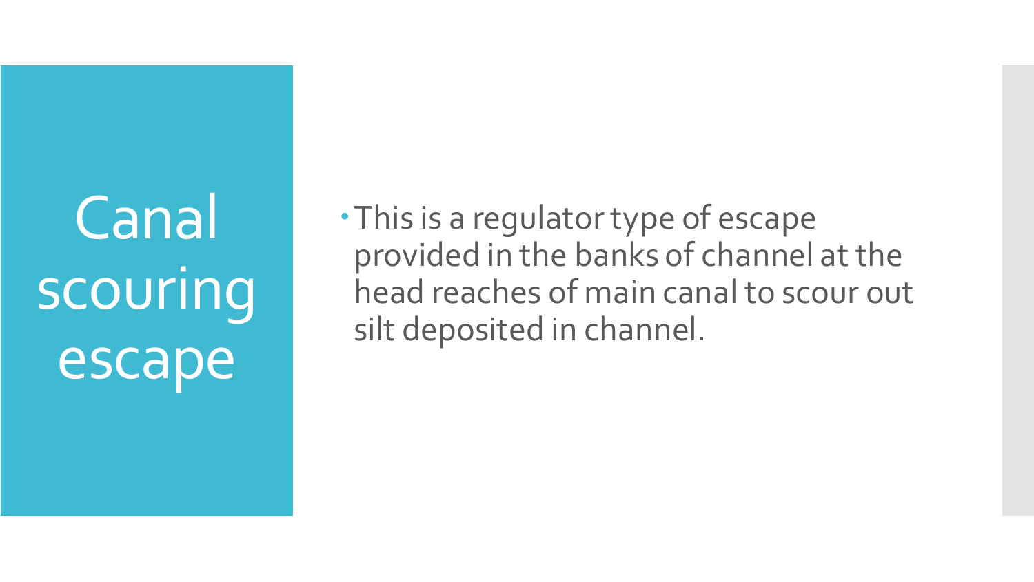# Canal scouring escape

- This is a regulator type of escape provided in the banks of channel at the head reaches of main canal to scour out silt deposited in channel.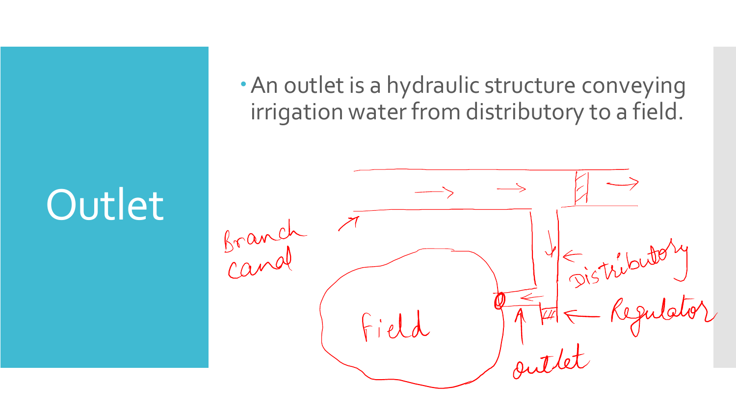# Outlet

- An outlet is a hydraulic structure conveying irrigation water from distributory to a field.

Branch canal

Distributory

Regulator

Field

outlet